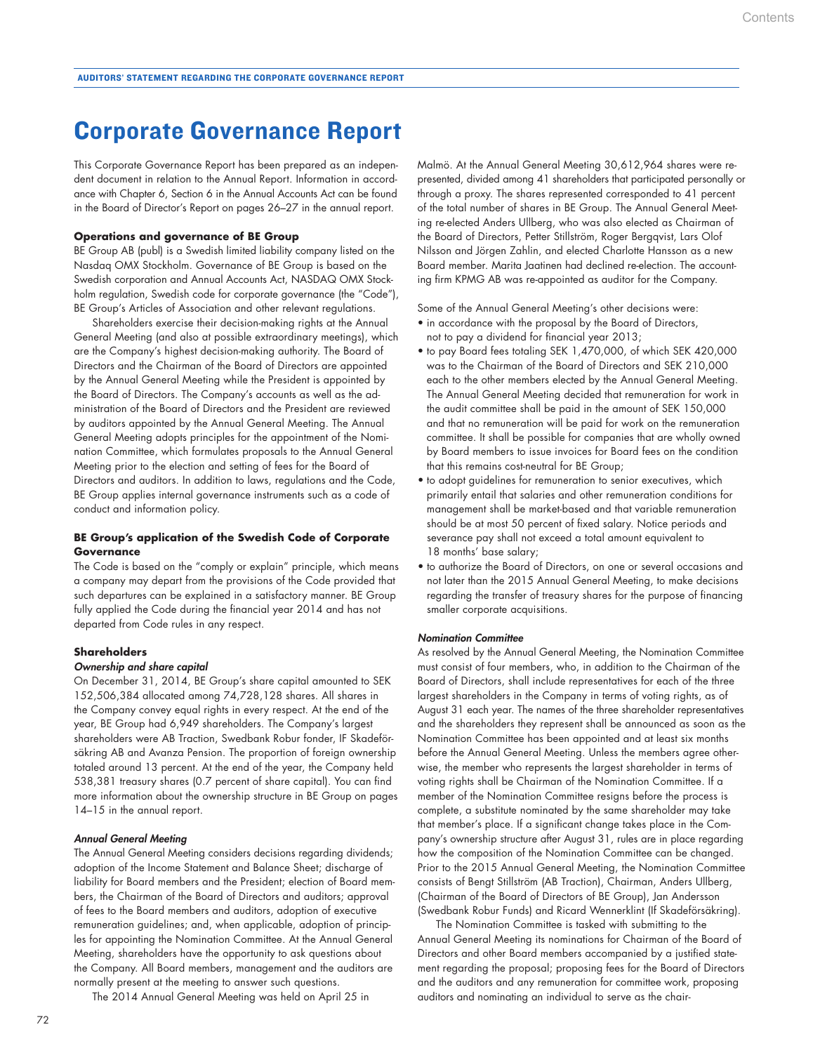# Corporate Governance Report

This Corporate Governance Report has been prepared as an independent document in relation to the Annual Report. Information in accordance with Chapter 6, Section 6 in the Annual Accounts Act can be found in the Board of Director's Report on pages 26–27 in the annual report.

### Operations and governance of BE Group

BE Group AB (publ) is a Swedish limited liability company listed on the Nasdaq OMX Stockholm. Governance of BE Group is based on the Swedish corporation and Annual Accounts Act, NASDAQ OMX Stockholm regulation, Swedish code for corporate governance (the "Code"), BE Group's Articles of Association and other relevant regulations.

Shareholders exercise their decision-making rights at the Annual General Meeting (and also at possible extraordinary meetings), which are the Company's highest decision-making authority. The Board of Directors and the Chairman of the Board of Directors are appointed by the Annual General Meeting while the President is appointed by the Board of Directors. The Company's accounts as well as the administration of the Board of Directors and the President are reviewed by auditors appointed by the Annual General Meeting. The Annual General Meeting adopts principles for the appointment of the Nomination Committee, which formulates proposals to the Annual General Meeting prior to the election and setting of fees for the Board of Directors and auditors. In addition to laws, regulations and the Code, BE Group applies internal governance instruments such as a code of conduct and information policy.

### BE Group's application of the Swedish Code of Corporate Governance

The Code is based on the "comply or explain" principle, which means a company may depart from the provisions of the Code provided that such departures can be explained in a satisfactory manner. BE Group fully applied the Code during the financial year 2014 and has not departed from Code rules in any respect.

### Shareholders

#### *Ownership and share capital*

On December 31, 2014, BE Group's share capital amounted to SEK 152,506,384 allocated among 74,728,128 shares. All shares in the Company convey equal rights in every respect. At the end of the year, BE Group had 6,949 shareholders. The Company's largest shareholders were AB Traction, Swedbank Robur fonder, IF Skadeförsäkring AB and Avanza Pension. The proportion of foreign ownership totaled around 13 percent. At the end of the year, the Company held 538,381 treasury shares (0.7 percent of share capital). You can find more information about the ownership structure in BE Group on pages 14–15 in the annual report.

#### *Annual General Meeting*

The Annual General Meeting considers decisions regarding dividends; adoption of the Income Statement and Balance Sheet; discharge of liability for Board members and the President; election of Board members, the Chairman of the Board of Directors and auditors; approval of fees to the Board members and auditors, adoption of executive remuneration guidelines; and, when applicable, adoption of principles for appointing the Nomination Committee. At the Annual General Meeting, shareholders have the opportunity to ask questions about the Company. All Board members, management and the auditors are normally present at the meeting to answer such questions.

The 2014 Annual General Meeting was held on April 25 in Malmö. At the Annual General Meeting 30,612,964 shares were represented, divided among 41 shareholders that participated personally or through a proxy. The shares represented corresponded to 41 percent of the total number of shares in BE Group. The Annual General Meeting re-elected Anders Ullberg, who was also elected as Chairman of the Board of Directors, Petter Stillström, Roger Bergqvist, Lars Olof Nilsson and Jörgen Zahlin, and elected Charlotte Hansson as a new Board member. Marita Jaatinen had declined re-election. The accounting firm KPMG AB was re-appointed as auditor for the Company.

Some of the Annual General Meeting's other decisions were:

- in accordance with the proposal by the Board of Directors, not to pay a dividend for financial year 2013;
- to pay Board fees totaling SEK 1,470,000, of which SEK 420,000 was to the Chairman of the Board of Directors and SEK 210,000 each to the other members elected by the Annual General Meeting. The Annual General Meeting decided that remuneration for work in the audit committee shall be paid in the amount of SEK 150,000 and that no remuneration will be paid for work on the remuneration committee. It shall be possible for companies that are wholly owned by Board members to issue invoices for Board fees on the condition that this remains cost-neutral for BE Group;
- to adopt guidelines for remuneration to senior executives, which primarily entail that salaries and other remuneration conditions for management shall be market-based and that variable remuneration should be at most 50 percent of fixed salary. Notice periods and severance pay shall not exceed a total amount equivalent to 18 months' base salary;
- to authorize the Board of Directors, on one or several occasions and not later than the 2015 Annual General Meeting, to make decisions regarding the transfer of treasury shares for the purpose of financing smaller corporate acquisitions.

#### *Nomination Committee*

As resolved by the Annual General Meeting, the Nomination Committee must consist of four members, who, in addition to the Chairman of the Board of Directors, shall include representatives for each of the three largest shareholders in the Company in terms of voting rights, as of August 31 each year. The names of the three shareholder representatives and the shareholders they represent shall be announced as soon as the Nomination Committee has been appointed and at least six months before the Annual General Meeting. Unless the members agree otherwise, the member who represents the largest shareholder in terms of voting rights shall be Chairman of the Nomination Committee. If a member of the Nomination Committee resigns before the process is complete, a substitute nominated by the same shareholder may take that member's place. If a significant change takes place in the Company's ownership structure after August 31, rules are in place regarding how the composition of the Nomination Committee can be changed. Prior to the 2015 Annual General Meeting, the Nomination Committee consists of Bengt Stillström (AB Traction), Chairman, Anders Ullberg, (Chairman of the Board of Directors of BE Group), Jan Andersson (Swedbank Robur Funds) and Ricard Wennerklint (If Skadeförsäkring).

The Nomination Committee is tasked with submitting to the Annual General Meeting its nominations for Chairman of the Board of Directors and other Board members accompanied by a justified statement regarding the proposal; proposing fees for the Board of Directors and the auditors and any remuneration for committee work, proposing auditors and nominating an individual to serve as the chair-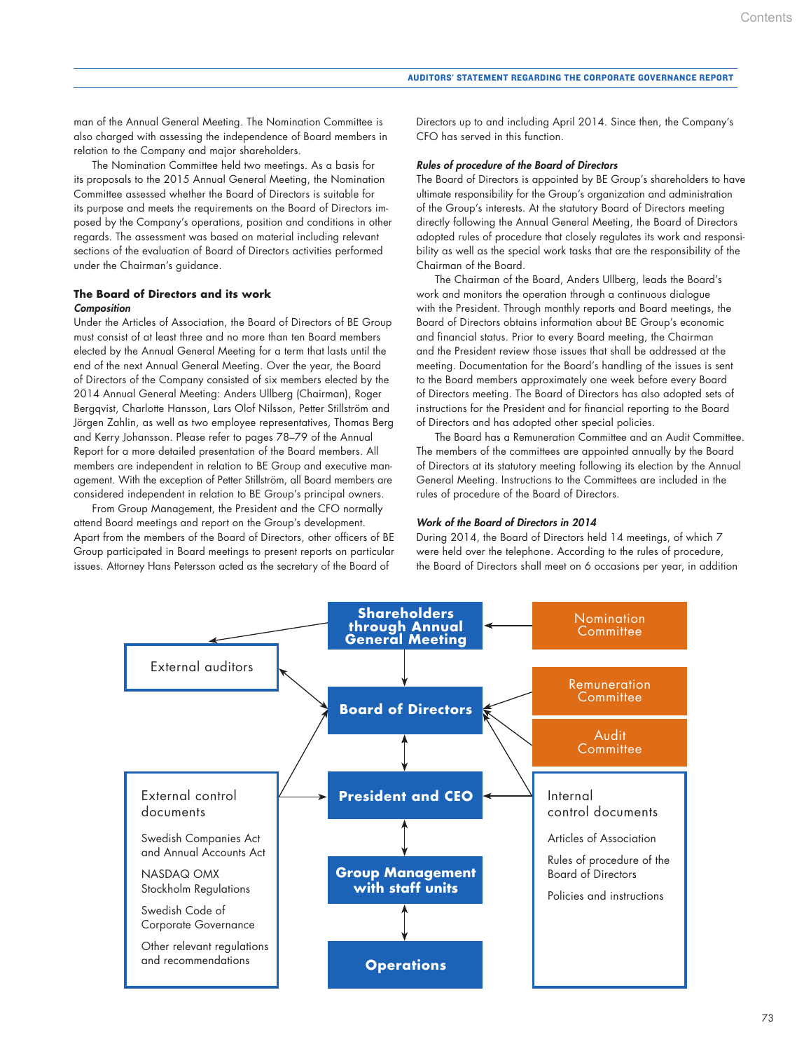man of the Annual General Meeting. The Nomination Committee is also charged with assessing the independence of Board members in relation to the Company and major shareholders.

The Nomination Committee held two meetings. As a basis for its proposals to the 2015 Annual General Meeting, the Nomination Committee assessed whether the Board of Directors is suitable for its purpose and meets the requirements on the Board of Directors imposed by the Company's operations, position and conditions in other regards. The assessment was based on material including relevant sections of the evaluation of Board of Directors activities performed under the Chairman's guidance.

### The Board of Directors and its work

***Composition***

Under the Articles of Association, the Board of Directors of BE Group must consist of at least three and no more than ten Board members elected by the Annual General Meeting for a term that lasts until the end of the next Annual General Meeting. Over the year, the Board of Directors of the Company consisted of six members elected by the 2014 Annual General Meeting: Anders Ullberg (Chairman), Roger Bergqvist, Charlotte Hansson, Lars Olof Nilsson, Petter Stillström and Jörgen Zahlin, as well as two employee representatives, Thomas Berg and Kerry Johansson. Please refer to pages 78–79 of the Annual Report for a more detailed presentation of the Board members. All members are independent in relation to BE Group and executive management. With the exception of Petter Stillström, all Board members are considered independent in relation to BE Group's principal owners.

From Group Management, the President and the CFO normally attend Board meetings and report on the Group's development. Apart from the members of the Board of Directors, other officers of BE Group participated in Board meetings to present reports on particular issues. Attorney Hans Petersson acted as the secretary of the Board of Directors up to and including April 2014. Since then, the Company's CFO has served in this function.

***Rules of procedure of the Board of Directors***

The Board of Directors is appointed by BE Group's shareholders to have ultimate responsibility for the Group's organization and administration of the Group's interests. At the statutory Board of Directors meeting directly following the Annual General Meeting, the Board of Directors adopted rules of procedure that closely regulates its work and responsibility as well as the special work tasks that are the responsibility of the Chairman of the Board.

The Chairman of the Board, Anders Ullberg, leads the Board's work and monitors the operation through a continuous dialogue with the President. Through monthly reports and Board meetings, the Board of Directors obtains information about BE Group's economic and financial status. Prior to every Board meeting, the Chairman and the President review those issues that shall be addressed at the meeting. Documentation for the Board's handling of the issues is sent to the Board members approximately one week before every Board of Directors meeting. The Board of Directors has also adopted sets of instructions for the President and for financial reporting to the Board of Directors and has adopted other special policies.

The Board has a Remuneration Committee and an Audit Committee. The members of the committees are appointed annually by the Board of Directors at its statutory meeting following its election by the Annual General Meeting. Instructions to the Committees are included in the rules of procedure of the Board of Directors.

***Work of the Board of Directors in 2014***

During 2014, the Board of Directors held 14 meetings, of which 7 were held over the telephone. According to the rules of procedure, the Board of Directors shall meet on 6 occasions per year, in addition

Shareholders through Annual General Meeting

Nomination Committee

External auditors

Board of Directors

Remuneration Committee

Audit Committee

President and CEO

Group Management with staff units

Operations

External control documents

- Swedish Companies Act and Annual Accounts Act
- NASDAQ OMX Stockholm Regulations
- Swedish Code of Corporate Governance
- Other relevant regulations and recommendations

Internal control documents

- Articles of Association
- Rules of procedure of the Board of Directors
- Policies and instructions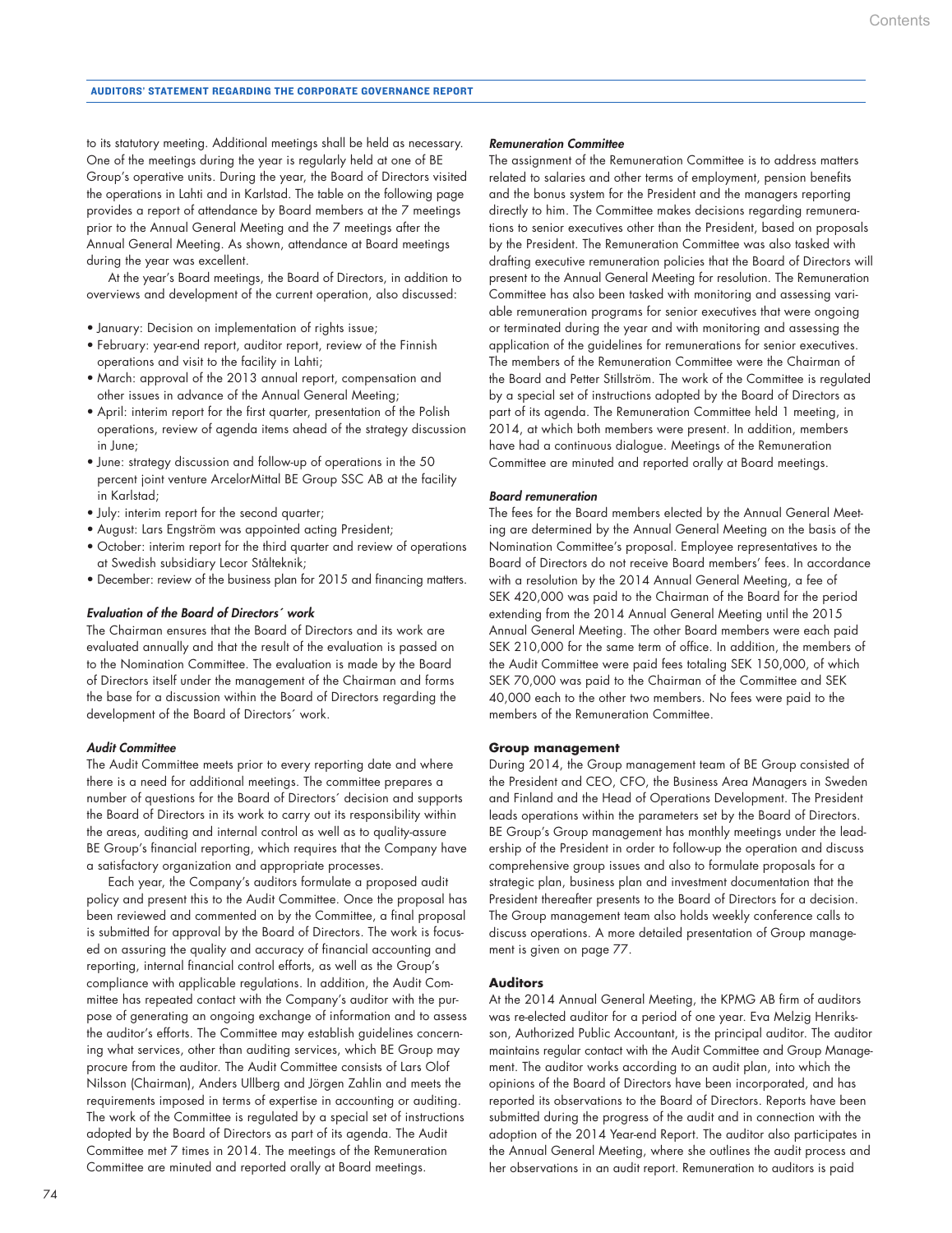to its statutory meeting. Additional meetings shall be held as necessary. One of the meetings during the year is regularly held at one of BE Group's operative units. During the year, the Board of Directors visited the operations in Lahti and in Karlstad. The table on the following page provides a report of attendance by Board members at the 7 meetings prior to the Annual General Meeting and the 7 meetings after the Annual General Meeting. As shown, attendance at Board meetings during the year was excellent.

At the year's Board meetings, the Board of Directors, in addition to overviews and development of the current operation, also discussed:

- January: Decision on implementation of rights issue;
- February: year-end report, auditor report, review of the Finnish operations and visit to the facility in Lahti;
- March: approval of the 2013 annual report, compensation and other issues in advance of the Annual General Meeting;
- April: interim report for the first quarter, presentation of the Polish operations, review of agenda items ahead of the strategy discussion in June;
- June: strategy discussion and follow-up of operations in the 50 percent joint venture ArcelorMittal BE Group SSC AB at the facility in Karlstad;
- July: interim report for the second quarter;
- August: Lars Engström was appointed acting President;
- October: interim report for the third quarter and review of operations at Swedish subsidiary Lecor Stålteknik;
- December: review of the business plan for 2015 and financing matters.

### *Evaluation of the Board of Directors´ work*

The Chairman ensures that the Board of Directors and its work are evaluated annually and that the result of the evaluation is passed on to the Nomination Committee. The evaluation is made by the Board of Directors itself under the management of the Chairman and forms the base for a discussion within the Board of Directors regarding the development of the Board of Directors´ work.

### *Audit Committee*

The Audit Committee meets prior to every reporting date and where there is a need for additional meetings. The committee prepares a number of questions for the Board of Directors´ decision and supports the Board of Directors in its work to carry out its responsibility within the areas, auditing and internal control as well as to quality-assure BE Group's financial reporting, which requires that the Company have a satisfactory organization and appropriate processes.

Each year, the Company's auditors formulate a proposed audit policy and present this to the Audit Committee. Once the proposal has been reviewed and commented on by the Committee, a final proposal is submitted for approval by the Board of Directors. The work is focused on assuring the quality and accuracy of financial accounting and reporting, internal financial control efforts, as well as the Group's compliance with applicable regulations. In addition, the Audit Committee has repeated contact with the Company's auditor with the purpose of generating an ongoing exchange of information and to assess the auditor's efforts. The Committee may establish guidelines concerning what services, other than auditing services, which BE Group may procure from the auditor. The Audit Committee consists of Lars Olof Nilsson (Chairman), Anders Ullberg and Jörgen Zahlin and meets the requirements imposed in terms of expertise in accounting or auditing. The work of the Committee is regulated by a special set of instructions adopted by the Board of Directors as part of its agenda. The Audit Committee met 7 times in 2014. The meetings of the Remuneration Committee are minuted and reported orally at Board meetings.

### *Remuneration Committee*

The assignment of the Remuneration Committee is to address matters related to salaries and other terms of employment, pension benefits and the bonus system for the President and the managers reporting directly to him. The Committee makes decisions regarding remunerations to senior executives other than the President, based on proposals by the President. The Remuneration Committee was also tasked with drafting executive remuneration policies that the Board of Directors will present to the Annual General Meeting for resolution. The Remuneration Committee has also been tasked with monitoring and assessing variable remuneration programs for senior executives that were ongoing or terminated during the year and with monitoring and assessing the application of the guidelines for remunerations for senior executives. The members of the Remuneration Committee were the Chairman of the Board and Petter Stillström. The work of the Committee is regulated by a special set of instructions adopted by the Board of Directors as part of its agenda. The Remuneration Committee held 1 meeting, in 2014, at which both members were present. In addition, members have had a continuous dialogue. Meetings of the Remuneration Committee are minuted and reported orally at Board meetings.

### *Board remuneration*

The fees for the Board members elected by the Annual General Meeting are determined by the Annual General Meeting on the basis of the Nomination Committee's proposal. Employee representatives to the Board of Directors do not receive Board members' fees. In accordance with a resolution by the 2014 Annual General Meeting, a fee of SEK 420,000 was paid to the Chairman of the Board for the period extending from the 2014 Annual General Meeting until the 2015 Annual General Meeting. The other Board members were each paid SEK 210,000 for the same term of office. In addition, the members of the Audit Committee were paid fees totaling SEK 150,000, of which SEK 70,000 was paid to the Chairman of the Committee and SEK 40,000 each to the other two members. No fees were paid to the members of the Remuneration Committee.

## Group management

During 2014, the Group management team of BE Group consisted of the President and CEO, CFO, the Business Area Managers in Sweden and Finland and the Head of Operations Development. The President leads operations within the parameters set by the Board of Directors. BE Group's Group management has monthly meetings under the leadership of the President in order to follow-up the operation and discuss comprehensive group issues and also to formulate proposals for a strategic plan, business plan and investment documentation that the President thereafter presents to the Board of Directors for a decision. The Group management team also holds weekly conference calls to discuss operations. A more detailed presentation of Group management is given on page 77.

## Auditors

At the 2014 Annual General Meeting, the KPMG AB firm of auditors was re-elected auditor for a period of one year. Eva Melzig Henriksson, Authorized Public Accountant, is the principal auditor. The auditor maintains regular contact with the Audit Committee and Group Management. The auditor works according to an audit plan, into which the opinions of the Board of Directors have been incorporated, and has reported its observations to the Board of Directors. Reports have been submitted during the progress of the audit and in connection with the adoption of the 2014 Year-end Report. The auditor also participates in the Annual General Meeting, where she outlines the audit process and her observations in an audit report. Remuneration to auditors is paid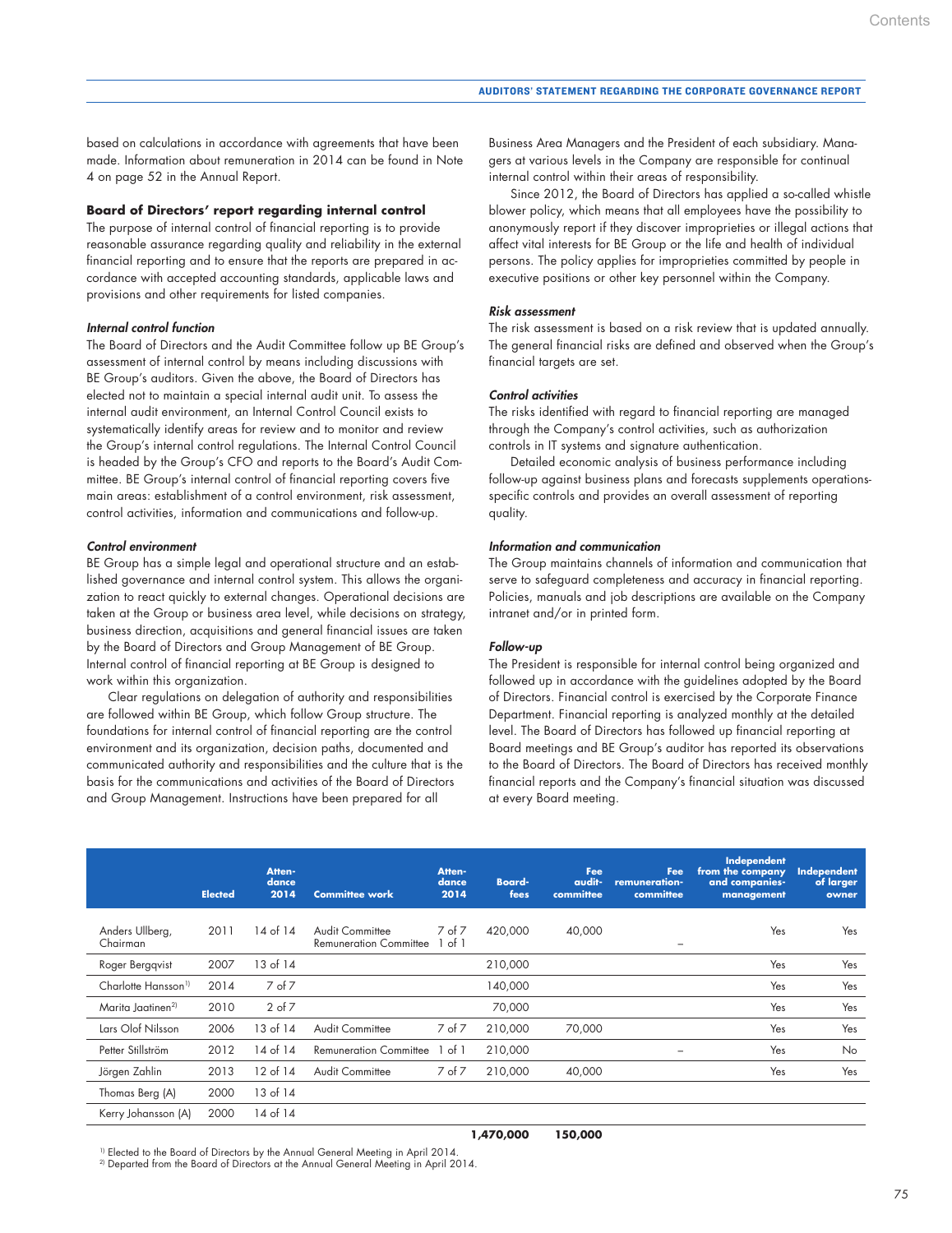based on calculations in accordance with agreements that have been made. Information about remuneration in 2014 can be found in Note 4 on page 52 in the Annual Report.

**Board of Directors' report regarding internal control**

The purpose of internal control of financial reporting is to provide reasonable assurance regarding quality and reliability in the external financial reporting and to ensure that the reports are prepared in accordance with accepted accounting standards, applicable laws and provisions and other requirements for listed companies.

***Internal control function***

The Board of Directors and the Audit Committee follow up BE Group's assessment of internal control by means including discussions with BE Group's auditors. Given the above, the Board of Directors has elected not to maintain a special internal audit unit. To assess the internal audit environment, an Internal Control Council exists to systematically identify areas for review and to monitor and review the Group's internal control regulations. The Internal Control Council is headed by the Group's CFO and reports to the Board's Audit Committee. BE Group's internal control of financial reporting covers five main areas: establishment of a control environment, risk assessment, control activities, information and communications and follow-up.

***Control environment***

BE Group has a simple legal and operational structure and an established governance and internal control system. This allows the organization to react quickly to external changes. Operational decisions are taken at the Group or business area level, while decisions on strategy, business direction, acquisitions and general financial issues are taken by the Board of Directors and Group Management of BE Group. Internal control of financial reporting at BE Group is designed to work within this organization.

Clear regulations on delegation of authority and responsibilities are followed within BE Group, which follow Group structure. The foundations for internal control of financial reporting are the control environment and its organization, decision paths, documented and communicated authority and responsibilities and the culture that is the basis for the communications and activities of the Board of Directors and Group Management. Instructions have been prepared for all Business Area Managers and the President of each subsidiary. Managers at various levels in the Company are responsible for continual internal control within their areas of responsibility.

Since 2012, the Board of Directors has applied a so-called whistle blower policy, which means that all employees have the possibility to anonymously report if they discover improprieties or illegal actions that affect vital interests for BE Group or the life and health of individual persons. The policy applies for improprieties committed by people in executive positions or other key personnel within the Company.

***Risk assessment***

The risk assessment is based on a risk review that is updated annually. The general financial risks are defined and observed when the Group's financial targets are set.

***Control activities***

The risks identified with regard to financial reporting are managed through the Company's control activities, such as authorization controls in IT systems and signature authentication.

Detailed economic analysis of business performance including follow-up against business plans and forecasts supplements operations-specific controls and provides an overall assessment of reporting quality.

***Information and communication***

The Group maintains channels of information and communication that serve to safeguard completeness and accuracy in financial reporting. Policies, manuals and job descriptions are available on the Company intranet and/or in printed form.

***Follow-up***

The President is responsible for internal control being organized and followed up in accordance with the guidelines adopted by the Board of Directors. Financial control is exercised by the Corporate Finance Department. Financial reporting is analyzed monthly at the detailed level. The Board of Directors has followed up financial reporting at Board meetings and BE Group's auditor has reported its observations to the Board of Directors. The Board of Directors has received monthly financial reports and the Company's financial situation was discussed at every Board meeting.

| | Elected | Attendance 2014 | Committee work | Attendance 2014 | Board-fees | Fee audit-committee | Fee remuneration-committee | Independent from the company and companies-management | Independent of larger owner |
|---|---|---|---|---|---|---|---|---|---|
| Anders Ullberg, Chairman | 2011 | 14 of 14 | Audit Committee<br>Remuneration Committee | 7 of 7<br>1 of 1 | 420,000 | 40,000 | – | Yes | Yes |
| Roger Bergqvist | 2007 | 13 of 14 | | | 210,000 | | | Yes | Yes |
| Charlotte Hansson[1] | 2014 | 7 of 7 | | | 140,000 | | | Yes | Yes |
| Marita Jaatinen[2] | 2010 | 2 of 7 | | | 70,000 | | | Yes | Yes |
| Lars Olof Nilsson | 2006 | 13 of 14 | Audit Committee | 7 of 7 | 210,000 | 70,000 | | Yes | Yes |
| Petter Stillström | 2012 | 14 of 14 | Remuneration Committee | 1 of 1 | 210,000 | | – | Yes | No |
| Jörgen Zahlin | 2013 | 12 of 14 | Audit Committee | 7 of 7 | 210,000 | 40,000 | | Yes | Yes |
| Thomas Berg (A) | 2000 | 13 of 14 | | | | | | | |
| Kerry Johansson (A) | 2000 | 14 of 14 | | | | | | | |
| | | | | | **1,470,000** | **150,000** | | | |

[1] Elected to the Board of Directors by the Annual General Meeting in April 2014.
[2] Departed from the Board of Directors at the Annual General Meeting in April 2014.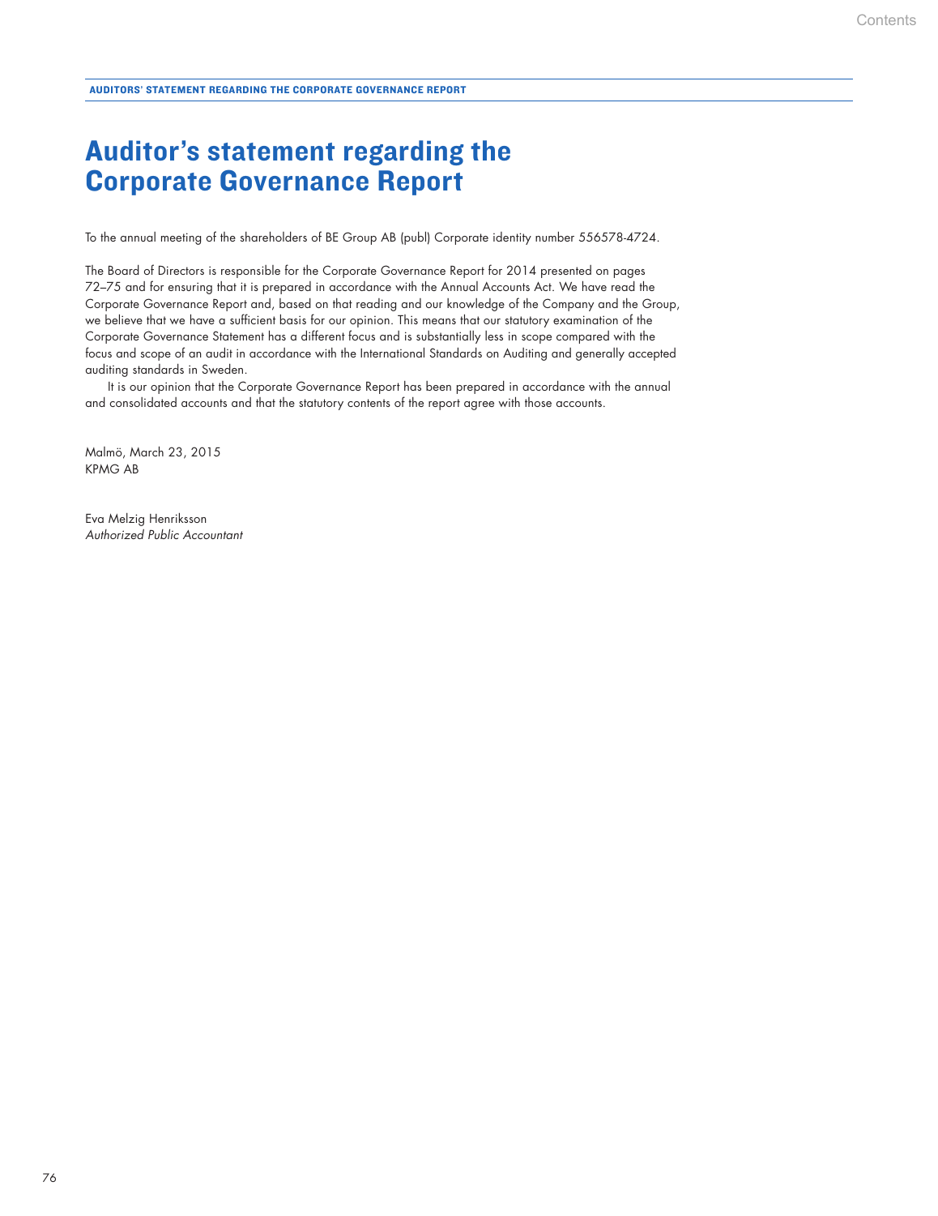# Auditor's statement regarding the Corporate Governance Report

To the annual meeting of the shareholders of BE Group AB (publ) Corporate identity number 556578-4724.

The Board of Directors is responsible for the Corporate Governance Report for 2014 presented on pages 72–75 and for ensuring that it is prepared in accordance with the Annual Accounts Act. We have read the Corporate Governance Report and, based on that reading and our knowledge of the Company and the Group, we believe that we have a sufficient basis for our opinion. This means that our statutory examination of the Corporate Governance Statement has a different focus and is substantially less in scope compared with the focus and scope of an audit in accordance with the International Standards on Auditing and generally accepted auditing standards in Sweden.

It is our opinion that the Corporate Governance Report has been prepared in accordance with the annual and consolidated accounts and that the statutory contents of the report agree with those accounts.

Malmö, March 23, 2015
KPMG AB

Eva Melzig Henriksson
*Authorized Public Accountant*